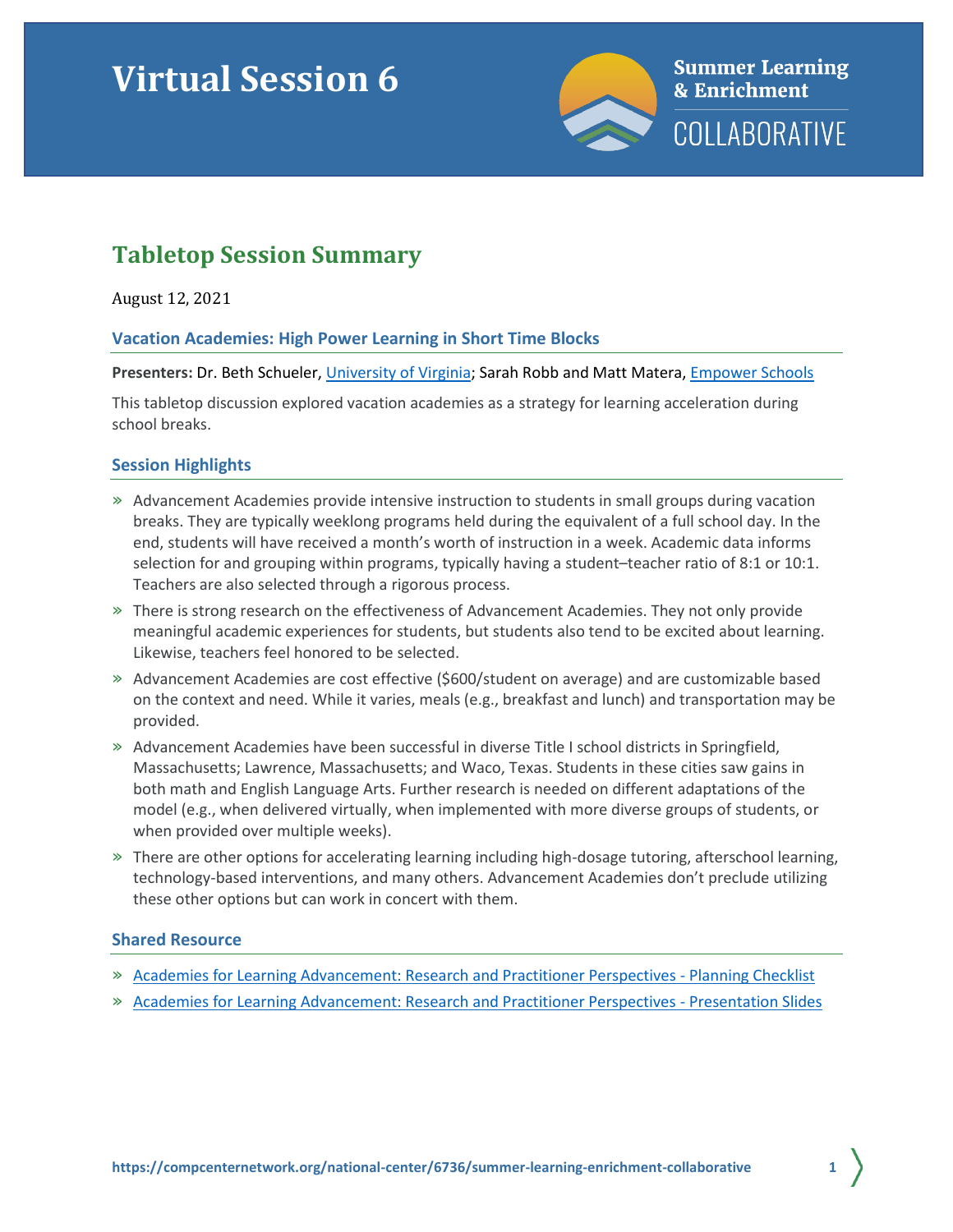# Virtual Session 6

Summer Learning & Enrichment COLLABORATIVE

## Tabletop Session Summary

August 12, 2021

### Vacation Academies: High Power Learning in Short Time Blocks

**Presenters:** Dr. Beth Schueler, University of Virginia; Sarah Robb and Matt Matera, Empower Schools

This tabletop discussion explored vacation academies as a strategy for learning acceleration during school breaks.

### Session Highlights

- Advancement Academies provide intensive instruction to students in small groups during vacation breaks. They are typically weeklong programs held during the equivalent of a full school day. In the end, students will have received a month's worth of instruction in a week. Academic data informs selection for and grouping within programs, typically having a student–teacher ratio of 8:1 or 10:1. Teachers are also selected through a rigorous process.
- There is strong research on the effectiveness of Advancement Academies. They not only provide meaningful academic experiences for students, but students also tend to be excited about learning. Likewise, teachers feel honored to be selected.
- Advancement Academies are cost effective ($600/student on average) and are customizable based on the context and need. While it varies, meals (e.g., breakfast and lunch) and transportation may be provided.
- Advancement Academies have been successful in diverse Title I school districts in Springfield, Massachusetts; Lawrence, Massachusetts; and Waco, Texas. Students in these cities saw gains in both math and English Language Arts. Further research is needed on different adaptations of the model (e.g., when delivered virtually, when implemented with more diverse groups of students, or when provided over multiple weeks).
- There are other options for accelerating learning including high-dosage tutoring, afterschool learning, technology-based interventions, and many others. Advancement Academies don't preclude utilizing these other options but can work in concert with them.

### Shared Resource

- Academies for Learning Advancement: Research and Practitioner Perspectives - Planning Checklist
- Academies for Learning Advancement: Research and Practitioner Perspectives - Presentation Slides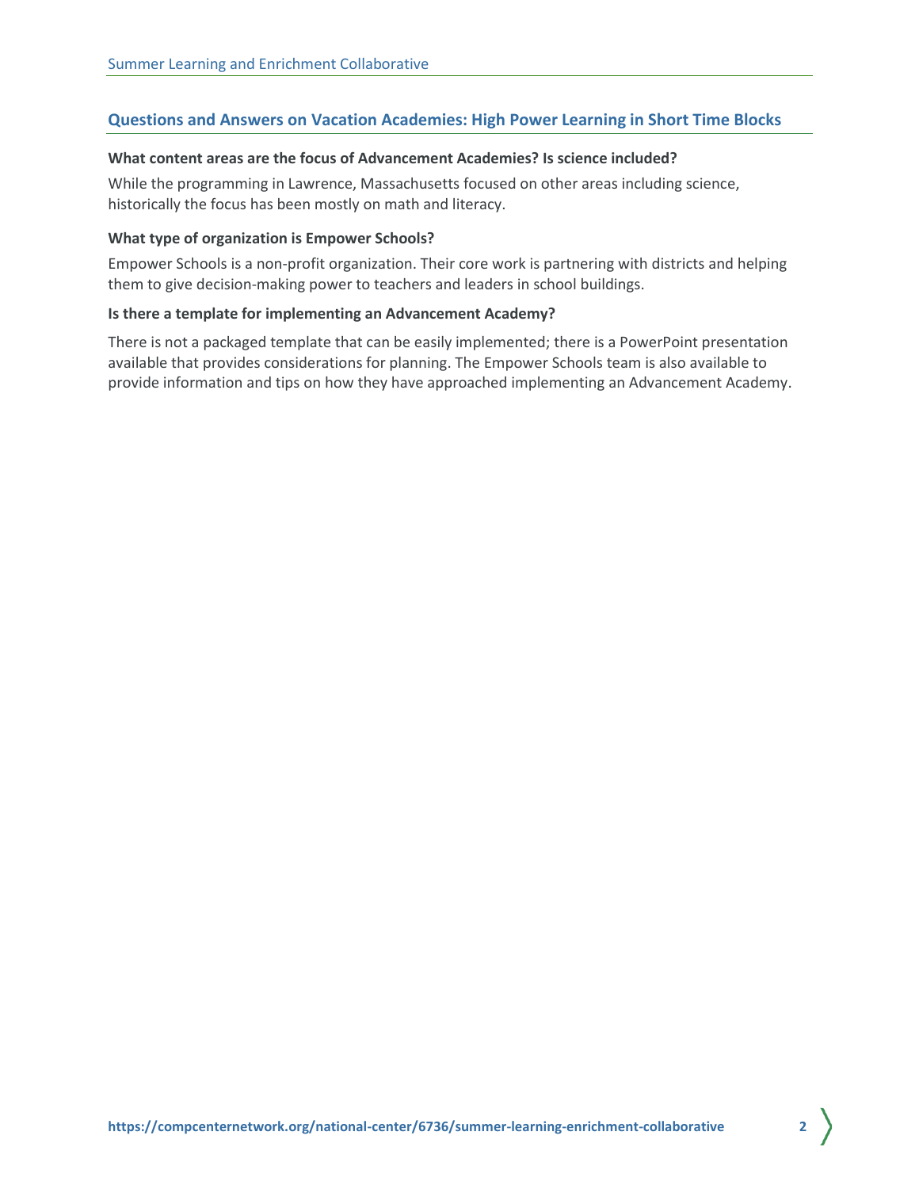## Questions and Answers on Vacation Academies: High Power Learning in Short Time Blocks

**What content areas are the focus of Advancement Academies? Is science included?**

While the programming in Lawrence, Massachusetts focused on other areas including science, historically the focus has been mostly on math and literacy.

**What type of organization is Empower Schools?**

Empower Schools is a non-profit organization. Their core work is partnering with districts and helping them to give decision-making power to teachers and leaders in school buildings.

**Is there a template for implementing an Advancement Academy?**

There is not a packaged template that can be easily implemented; there is a PowerPoint presentation available that provides considerations for planning. The Empower Schools team is also available to provide information and tips on how they have approached implementing an Advancement Academy.